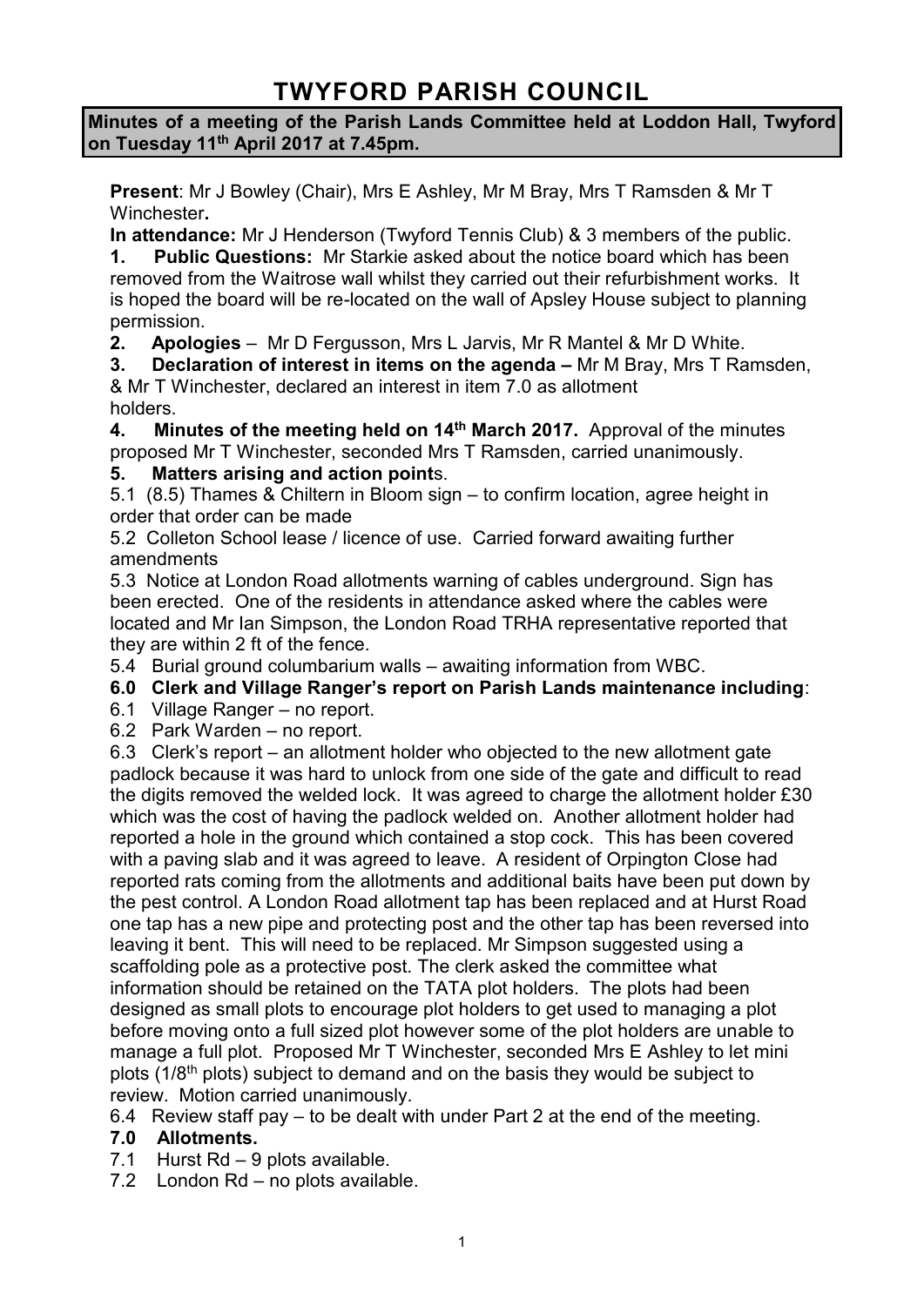# TWYFORD PARISH COUNCIL

**Minutes of a meeting of the Parish Lands Committee held at Loddon Hall, Twyford on Tuesday 11th April 2017 at 7.45pm.**

**Present**: Mr J Bowley (Chair), Mrs E Ashley, Mr M Bray, Mrs T Ramsden & Mr T Winchester**.**

**In attendance:** Mr J Henderson (Twyford Tennis Club) & 3 members of the public.

**1. Public Questions:** Mr Starkie asked about the notice board which has been removed from the Waitrose wall whilst they carried out their refurbishment works. It is hoped the board will be re-located on the wall of Apsley House subject to planning permission.

**2. Apologies** – Mr D Fergusson, Mrs L Jarvis, Mr R Mantel & Mr D White.

**3. Declaration of interest in items on the agenda –** Mr M Bray, Mrs T Ramsden, & Mr T Winchester, declared an interest in item 7.0 as allotment holders.

**4. Minutes of the meeting held on 14th March 2017.** Approval of the minutes proposed Mr T Winchester, seconded Mrs T Ramsden, carried unanimously.

**5. Matters arising and action point**s.

5.1 (8.5) Thames & Chiltern in Bloom sign – to confirm location, agree height in order that order can be made

5.2 Colleton School lease / licence of use. Carried forward awaiting further amendments

5.3 Notice at London Road allotments warning of cables underground. Sign has been erected. One of the residents in attendance asked where the cables were located and Mr Ian Simpson, the London Road TRHA representative reported that they are within 2 ft of the fence.

5.4 Burial ground columbarium walls – awaiting information from WBC.

**6.0 Clerk and Village Ranger's report on Parish Lands maintenance including**:

6.1 Village Ranger – no report.

6.2 Park Warden – no report.

6.3 Clerk's report – an allotment holder who objected to the new allotment gate padlock because it was hard to unlock from one side of the gate and difficult to read the digits removed the welded lock. It was agreed to charge the allotment holder £30 which was the cost of having the padlock welded on. Another allotment holder had reported a hole in the ground which contained a stop cock. This has been covered with a paving slab and it was agreed to leave. A resident of Orpington Close had reported rats coming from the allotments and additional baits have been put down by the pest control. A London Road allotment tap has been replaced and at Hurst Road one tap has a new pipe and protecting post and the other tap has been reversed into leaving it bent. This will need to be replaced. Mr Simpson suggested using a scaffolding pole as a protective post. The clerk asked the committee what information should be retained on the TATA plot holders. The plots had been designed as small plots to encourage plot holders to get used to managing a plot before moving onto a full sized plot however some of the plot holders are unable to manage a full plot. Proposed Mr T Winchester, seconded Mrs E Ashley to let mini plots (1/8th plots) subject to demand and on the basis they would be subject to review. Motion carried unanimously.

6.4 Review staff pay – to be dealt with under Part 2 at the end of the meeting.

**7.0 Allotments.**

7.1 Hurst Rd – 9 plots available.

7.2 London Rd – no plots available.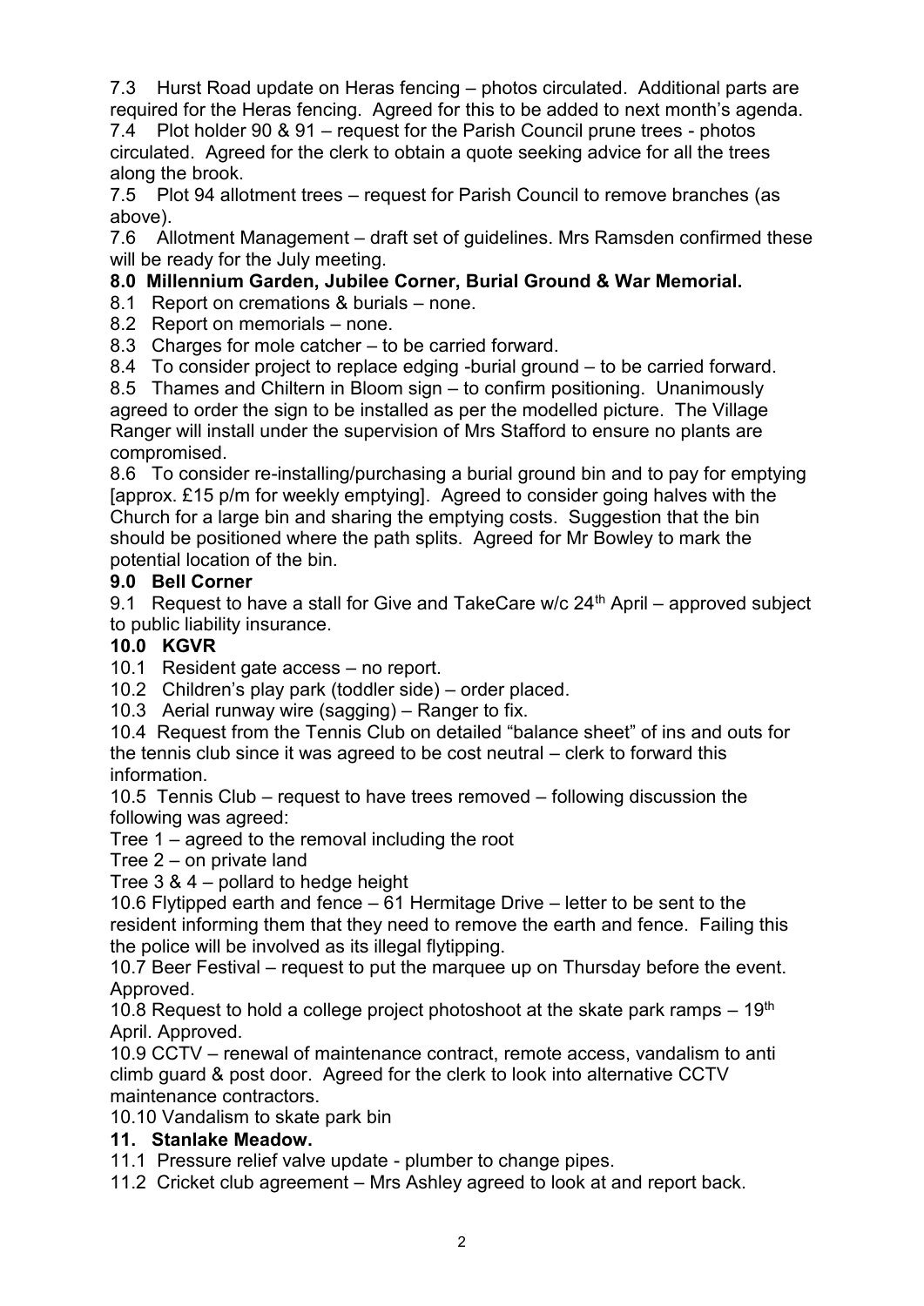7.3 Hurst Road update on Heras fencing – photos circulated. Additional parts are required for the Heras fencing. Agreed for this to be added to next month's agenda.

7.4 Plot holder 90 & 91 – request for the Parish Council prune trees - photos circulated. Agreed for the clerk to obtain a quote seeking advice for all the trees along the brook.

7.5 Plot 94 allotment trees – request for Parish Council to remove branches (as above).

7.6 Allotment Management – draft set of guidelines. Mrs Ramsden confirmed these will be ready for the July meeting.

**8.0 Millennium Garden, Jubilee Corner, Burial Ground & War Memorial.**

8.1 Report on cremations & burials – none.

8.2 Report on memorials – none.

8.3 Charges for mole catcher – to be carried forward.

8.4 To consider project to replace edging -burial ground – to be carried forward.

8.5 Thames and Chiltern in Bloom sign – to confirm positioning. Unanimously agreed to order the sign to be installed as per the modelled picture. The Village Ranger will install under the supervision of Mrs Stafford to ensure no plants are compromised.

8.6 To consider re-installing/purchasing a burial ground bin and to pay for emptying [approx. £15 p/m for weekly emptying]. Agreed to consider going halves with the Church for a large bin and sharing the emptying costs. Suggestion that the bin should be positioned where the path splits. Agreed for Mr Bowley to mark the potential location of the bin.

**9.0 Bell Corner**

9.1 Request to have a stall for Give and TakeCare w/c 24th April – approved subject to public liability insurance.

**10.0 KGVR**

10.1 Resident gate access – no report.

10.2 Children's play park (toddler side) – order placed.

10.3 Aerial runway wire (sagging) – Ranger to fix.

10.4 Request from the Tennis Club on detailed "balance sheet" of ins and outs for the tennis club since it was agreed to be cost neutral – clerk to forward this information.

10.5 Tennis Club – request to have trees removed – following discussion the following was agreed:

Tree 1 – agreed to the removal including the root

Tree 2 – on private land

Tree 3 & 4 – pollard to hedge height

10.6 Flytipped earth and fence – 61 Hermitage Drive – letter to be sent to the resident informing them that they need to remove the earth and fence. Failing this the police will be involved as its illegal flytipping.

10.7 Beer Festival – request to put the marquee up on Thursday before the event. Approved.

10.8 Request to hold a college project photoshoot at the skate park ramps – 19th April. Approved.

10.9 CCTV – renewal of maintenance contract, remote access, vandalism to anti climb guard & post door. Agreed for the clerk to look into alternative CCTV maintenance contractors.

10.10 Vandalism to skate park bin

**11. Stanlake Meadow.**

11.1 Pressure relief valve update - plumber to change pipes.

11.2 Cricket club agreement – Mrs Ashley agreed to look at and report back.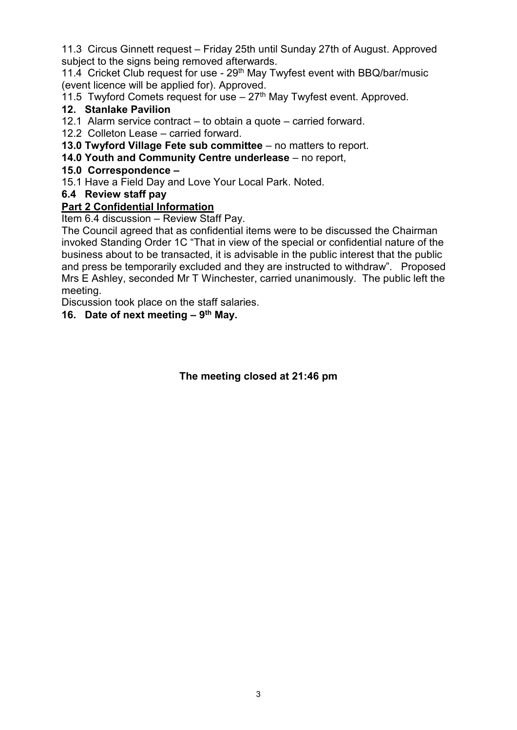11.3 Circus Ginnett request – Friday 25th until Sunday 27th of August. Approved subject to the signs being removed afterwards.

11.4 Cricket Club request for use - 29th May Twyfest event with BBQ/bar/music (event licence will be applied for). Approved.

11.5 Twyford Comets request for use – 27th May Twyfest event. Approved.

**12. Stanlake Pavilion**

12.1 Alarm service contract – to obtain a quote – carried forward.

12.2 Colleton Lease – carried forward.

**13.0 Twyford Village Fete sub committee** – no matters to report.

**14.0 Youth and Community Centre underlease** – no report,

**15.0 Correspondence –**

15.1 Have a Field Day and Love Your Local Park. Noted.

**6.4 Review staff pay**

**Part 2 Confidential Information**

Item 6.4 discussion – Review Staff Pay.

The Council agreed that as confidential items were to be discussed the Chairman invoked Standing Order 1C "That in view of the special or confidential nature of the business about to be transacted, it is advisable in the public interest that the public and press be temporarily excluded and they are instructed to withdraw". Proposed Mrs E Ashley, seconded Mr T Winchester, carried unanimously. The public left the meeting.

Discussion took place on the staff salaries.

**16. Date of next meeting – 9th May.**

**The meeting closed at 21:46 pm**